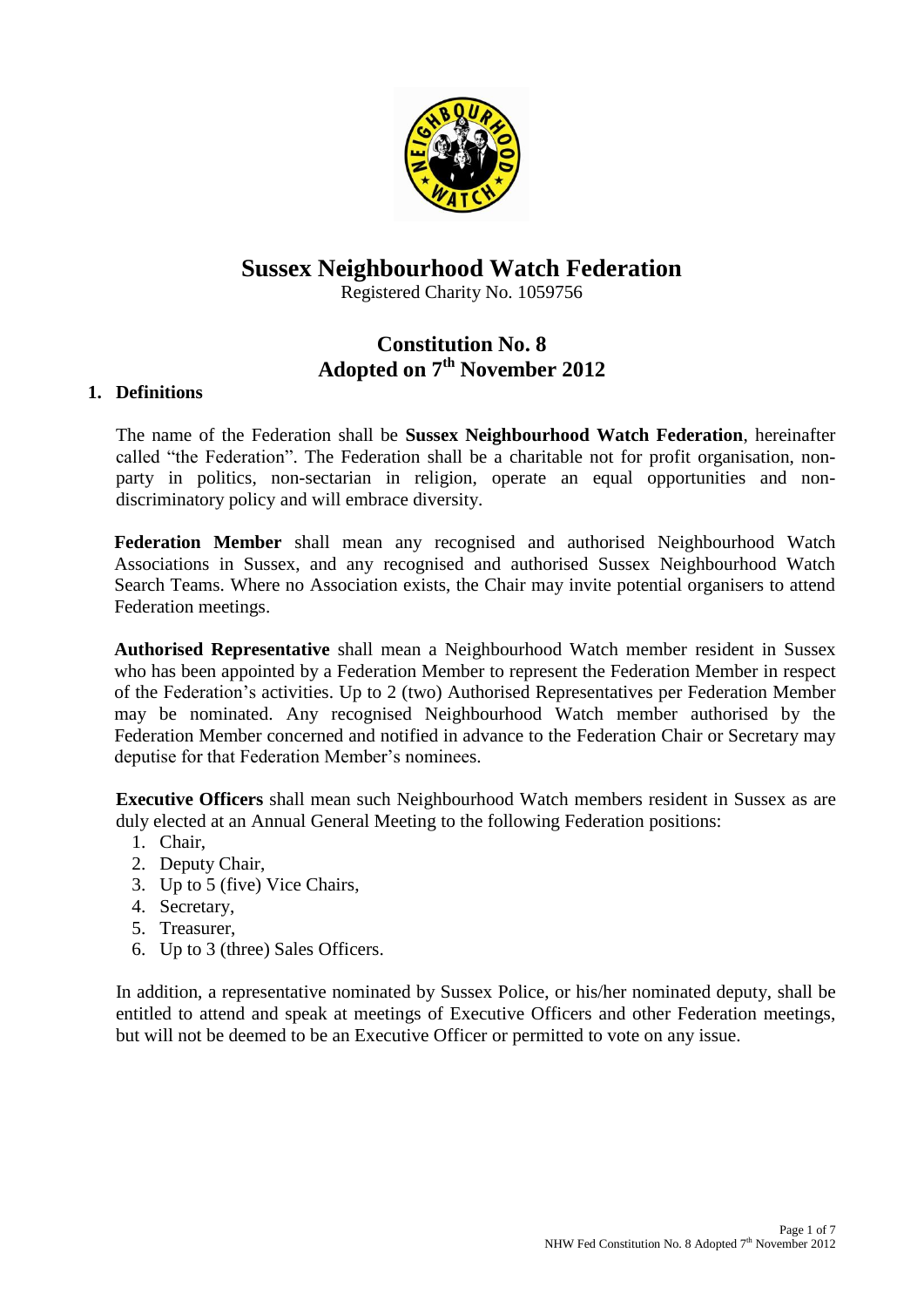# Sussex Neighbourhood Watch Federation

Registered Charity No. 1059756

## Constitution No. 8
## Adopted on 7th November 2012

### 1. Definitions

The name of the Federation shall be **Sussex Neighbourhood Watch Federation**, hereinafter called "the Federation". The Federation shall be a charitable not for profit organisation, non-party in politics, non-sectarian in religion, operate an equal opportunities and non-discriminatory policy and will embrace diversity.

**Federation Member** shall mean any recognised and authorised Neighbourhood Watch Associations in Sussex, and any recognised and authorised Sussex Neighbourhood Watch Search Teams. Where no Association exists, the Chair may invite potential organisers to attend Federation meetings.

**Authorised Representative** shall mean a Neighbourhood Watch member resident in Sussex who has been appointed by a Federation Member to represent the Federation Member in respect of the Federation's activities. Up to 2 (two) Authorised Representatives per Federation Member may be nominated. Any recognised Neighbourhood Watch member authorised by the Federation Member concerned and notified in advance to the Federation Chair or Secretary may deputise for that Federation Member's nominees.

**Executive Officers** shall mean such Neighbourhood Watch members resident in Sussex as are duly elected at an Annual General Meeting to the following Federation positions:

1. Chair,
2. Deputy Chair,
3. Up to 5 (five) Vice Chairs,
4. Secretary,
5. Treasurer,
6. Up to 3 (three) Sales Officers.

In addition, a representative nominated by Sussex Police, or his/her nominated deputy, shall be entitled to attend and speak at meetings of Executive Officers and other Federation meetings, but will not be deemed to be an Executive Officer or permitted to vote on any issue.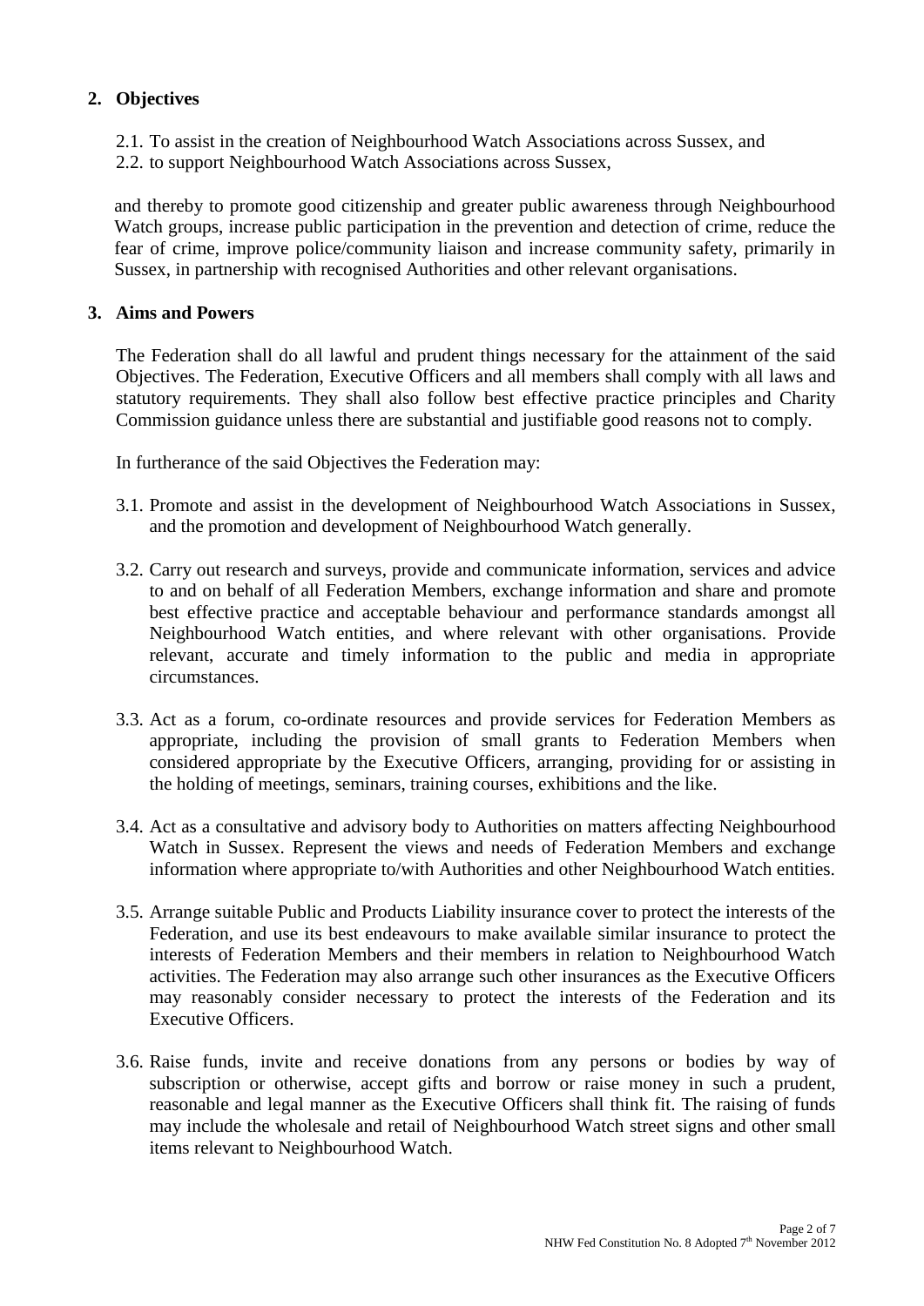## 2. Objectives

2.1. To assist in the creation of Neighbourhood Watch Associations across Sussex, and

2.2. to support Neighbourhood Watch Associations across Sussex,

and thereby to promote good citizenship and greater public awareness through Neighbourhood Watch groups, increase public participation in the prevention and detection of crime, reduce the fear of crime, improve police/community liaison and increase community safety, primarily in Sussex, in partnership with recognised Authorities and other relevant organisations.

## 3. Aims and Powers

The Federation shall do all lawful and prudent things necessary for the attainment of the said Objectives. The Federation, Executive Officers and all members shall comply with all laws and statutory requirements. They shall also follow best effective practice principles and Charity Commission guidance unless there are substantial and justifiable good reasons not to comply.

In furtherance of the said Objectives the Federation may:

3.1. Promote and assist in the development of Neighbourhood Watch Associations in Sussex, and the promotion and development of Neighbourhood Watch generally.

3.2. Carry out research and surveys, provide and communicate information, services and advice to and on behalf of all Federation Members, exchange information and share and promote best effective practice and acceptable behaviour and performance standards amongst all Neighbourhood Watch entities, and where relevant with other organisations. Provide relevant, accurate and timely information to the public and media in appropriate circumstances.

3.3. Act as a forum, co-ordinate resources and provide services for Federation Members as appropriate, including the provision of small grants to Federation Members when considered appropriate by the Executive Officers, arranging, providing for or assisting in the holding of meetings, seminars, training courses, exhibitions and the like.

3.4. Act as a consultative and advisory body to Authorities on matters affecting Neighbourhood Watch in Sussex. Represent the views and needs of Federation Members and exchange information where appropriate to/with Authorities and other Neighbourhood Watch entities.

3.5. Arrange suitable Public and Products Liability insurance cover to protect the interests of the Federation, and use its best endeavours to make available similar insurance to protect the interests of Federation Members and their members in relation to Neighbourhood Watch activities. The Federation may also arrange such other insurances as the Executive Officers may reasonably consider necessary to protect the interests of the Federation and its Executive Officers.

3.6. Raise funds, invite and receive donations from any persons or bodies by way of subscription or otherwise, accept gifts and borrow or raise money in such a prudent, reasonable and legal manner as the Executive Officers shall think fit. The raising of funds may include the wholesale and retail of Neighbourhood Watch street signs and other small items relevant to Neighbourhood Watch.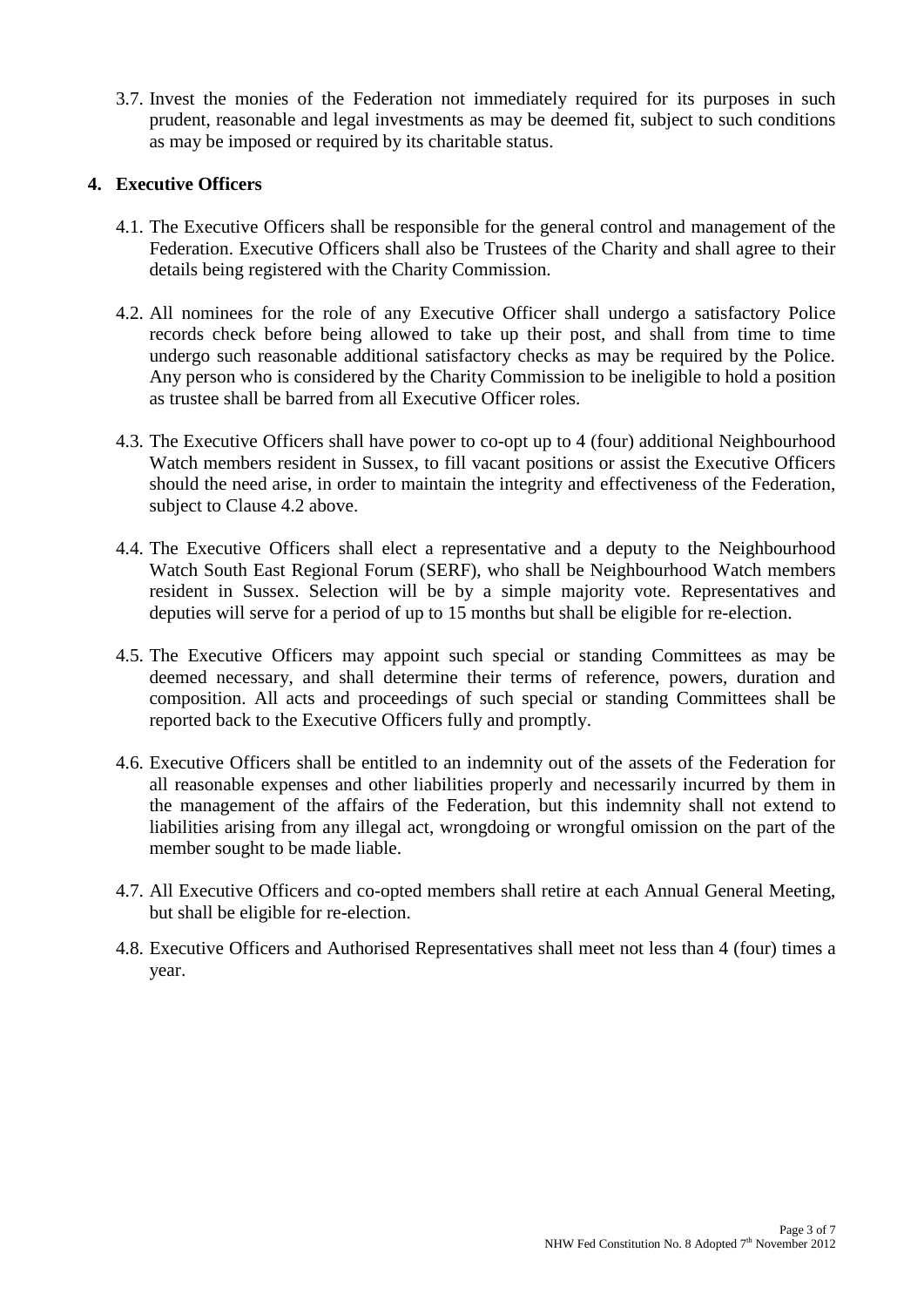3.7. Invest the monies of the Federation not immediately required for its purposes in such prudent, reasonable and legal investments as may be deemed fit, subject to such conditions as may be imposed or required by its charitable status.

## 4. Executive Officers

4.1. The Executive Officers shall be responsible for the general control and management of the Federation. Executive Officers shall also be Trustees of the Charity and shall agree to their details being registered with the Charity Commission.

4.2. All nominees for the role of any Executive Officer shall undergo a satisfactory Police records check before being allowed to take up their post, and shall from time to time undergo such reasonable additional satisfactory checks as may be required by the Police. Any person who is considered by the Charity Commission to be ineligible to hold a position as trustee shall be barred from all Executive Officer roles.

4.3. The Executive Officers shall have power to co-opt up to 4 (four) additional Neighbourhood Watch members resident in Sussex, to fill vacant positions or assist the Executive Officers should the need arise, in order to maintain the integrity and effectiveness of the Federation, subject to Clause 4.2 above.

4.4. The Executive Officers shall elect a representative and a deputy to the Neighbourhood Watch South East Regional Forum (SERF), who shall be Neighbourhood Watch members resident in Sussex. Selection will be by a simple majority vote. Representatives and deputies will serve for a period of up to 15 months but shall be eligible for re-election.

4.5. The Executive Officers may appoint such special or standing Committees as may be deemed necessary, and shall determine their terms of reference, powers, duration and composition. All acts and proceedings of such special or standing Committees shall be reported back to the Executive Officers fully and promptly.

4.6. Executive Officers shall be entitled to an indemnity out of the assets of the Federation for all reasonable expenses and other liabilities properly and necessarily incurred by them in the management of the affairs of the Federation, but this indemnity shall not extend to liabilities arising from any illegal act, wrongdoing or wrongful omission on the part of the member sought to be made liable.

4.7. All Executive Officers and co-opted members shall retire at each Annual General Meeting, but shall be eligible for re-election.

4.8. Executive Officers and Authorised Representatives shall meet not less than 4 (four) times a year.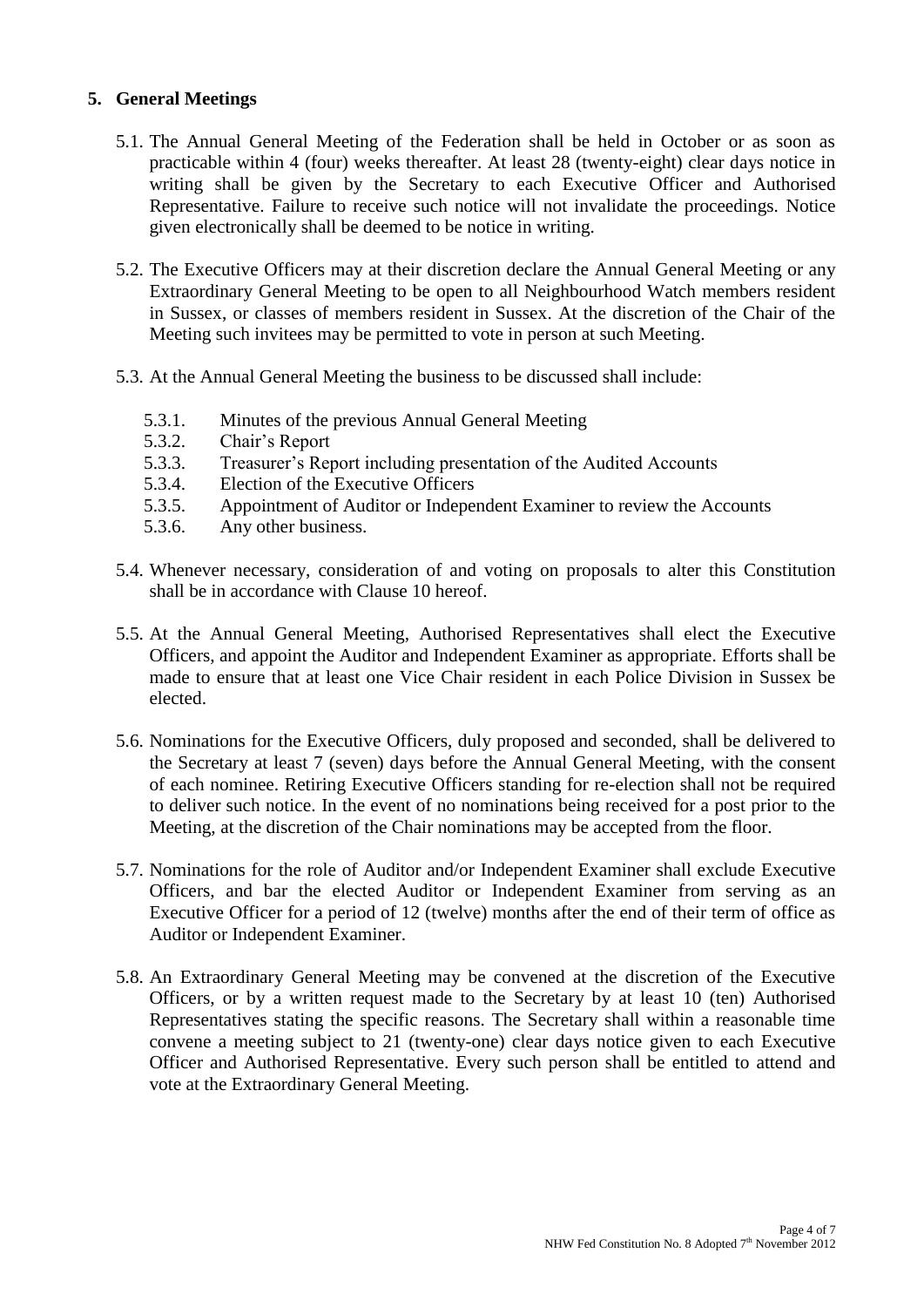## 5. General Meetings

5.1. The Annual General Meeting of the Federation shall be held in October or as soon as practicable within 4 (four) weeks thereafter. At least 28 (twenty-eight) clear days notice in writing shall be given by the Secretary to each Executive Officer and Authorised Representative. Failure to receive such notice will not invalidate the proceedings. Notice given electronically shall be deemed to be notice in writing.

5.2. The Executive Officers may at their discretion declare the Annual General Meeting or any Extraordinary General Meeting to be open to all Neighbourhood Watch members resident in Sussex, or classes of members resident in Sussex. At the discretion of the Chair of the Meeting such invitees may be permitted to vote in person at such Meeting.

5.3. At the Annual General Meeting the business to be discussed shall include:

- 5.3.1. Minutes of the previous Annual General Meeting
- 5.3.2. Chair's Report
- 5.3.3. Treasurer's Report including presentation of the Audited Accounts
- 5.3.4. Election of the Executive Officers
- 5.3.5. Appointment of Auditor or Independent Examiner to review the Accounts
- 5.3.6. Any other business.

5.4. Whenever necessary, consideration of and voting on proposals to alter this Constitution shall be in accordance with Clause 10 hereof.

5.5. At the Annual General Meeting, Authorised Representatives shall elect the Executive Officers, and appoint the Auditor and Independent Examiner as appropriate. Efforts shall be made to ensure that at least one Vice Chair resident in each Police Division in Sussex be elected.

5.6. Nominations for the Executive Officers, duly proposed and seconded, shall be delivered to the Secretary at least 7 (seven) days before the Annual General Meeting, with the consent of each nominee. Retiring Executive Officers standing for re-election shall not be required to deliver such notice. In the event of no nominations being received for a post prior to the Meeting, at the discretion of the Chair nominations may be accepted from the floor.

5.7. Nominations for the role of Auditor and/or Independent Examiner shall exclude Executive Officers, and bar the elected Auditor or Independent Examiner from serving as an Executive Officer for a period of 12 (twelve) months after the end of their term of office as Auditor or Independent Examiner.

5.8. An Extraordinary General Meeting may be convened at the discretion of the Executive Officers, or by a written request made to the Secretary by at least 10 (ten) Authorised Representatives stating the specific reasons. The Secretary shall within a reasonable time convene a meeting subject to 21 (twenty-one) clear days notice given to each Executive Officer and Authorised Representative. Every such person shall be entitled to attend and vote at the Extraordinary General Meeting.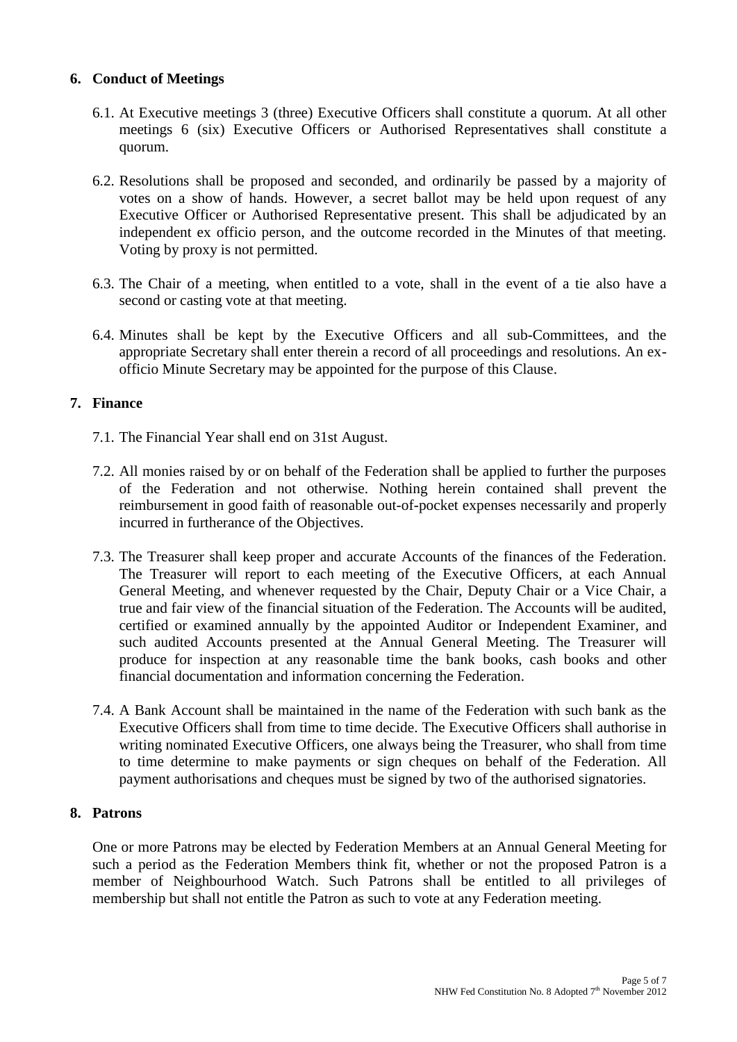## 6. Conduct of Meetings

6.1. At Executive meetings 3 (three) Executive Officers shall constitute a quorum. At all other meetings 6 (six) Executive Officers or Authorised Representatives shall constitute a quorum.

6.2. Resolutions shall be proposed and seconded, and ordinarily be passed by a majority of votes on a show of hands. However, a secret ballot may be held upon request of any Executive Officer or Authorised Representative present. This shall be adjudicated by an independent ex officio person, and the outcome recorded in the Minutes of that meeting. Voting by proxy is not permitted.

6.3. The Chair of a meeting, when entitled to a vote, shall in the event of a tie also have a second or casting vote at that meeting.

6.4. Minutes shall be kept by the Executive Officers and all sub-Committees, and the appropriate Secretary shall enter therein a record of all proceedings and resolutions. An ex-officio Minute Secretary may be appointed for the purpose of this Clause.

## 7. Finance

7.1. The Financial Year shall end on 31st August.

7.2. All monies raised by or on behalf of the Federation shall be applied to further the purposes of the Federation and not otherwise. Nothing herein contained shall prevent the reimbursement in good faith of reasonable out-of-pocket expenses necessarily and properly incurred in furtherance of the Objectives.

7.3. The Treasurer shall keep proper and accurate Accounts of the finances of the Federation. The Treasurer will report to each meeting of the Executive Officers, at each Annual General Meeting, and whenever requested by the Chair, Deputy Chair or a Vice Chair, a true and fair view of the financial situation of the Federation. The Accounts will be audited, certified or examined annually by the appointed Auditor or Independent Examiner, and such audited Accounts presented at the Annual General Meeting. The Treasurer will produce for inspection at any reasonable time the bank books, cash books and other financial documentation and information concerning the Federation.

7.4. A Bank Account shall be maintained in the name of the Federation with such bank as the Executive Officers shall from time to time decide. The Executive Officers shall authorise in writing nominated Executive Officers, one always being the Treasurer, who shall from time to time determine to make payments or sign cheques on behalf of the Federation. All payment authorisations and cheques must be signed by two of the authorised signatories.

## 8. Patrons

One or more Patrons may be elected by Federation Members at an Annual General Meeting for such a period as the Federation Members think fit, whether or not the proposed Patron is a member of Neighbourhood Watch. Such Patrons shall be entitled to all privileges of membership but shall not entitle the Patron as such to vote at any Federation meeting.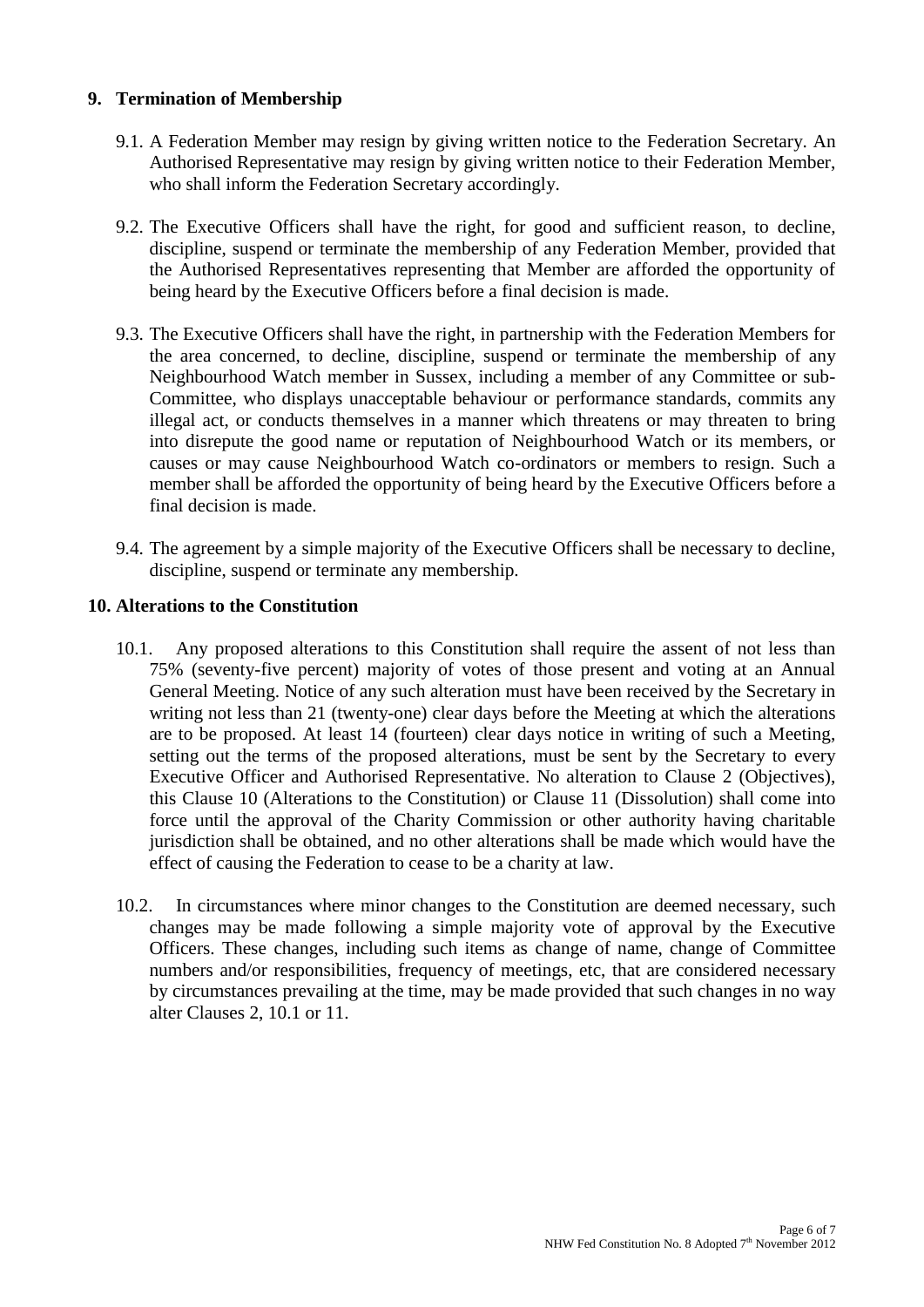## 9. Termination of Membership

9.1. A Federation Member may resign by giving written notice to the Federation Secretary. An Authorised Representative may resign by giving written notice to their Federation Member, who shall inform the Federation Secretary accordingly.

9.2. The Executive Officers shall have the right, for good and sufficient reason, to decline, discipline, suspend or terminate the membership of any Federation Member, provided that the Authorised Representatives representing that Member are afforded the opportunity of being heard by the Executive Officers before a final decision is made.

9.3. The Executive Officers shall have the right, in partnership with the Federation Members for the area concerned, to decline, discipline, suspend or terminate the membership of any Neighbourhood Watch member in Sussex, including a member of any Committee or sub-Committee, who displays unacceptable behaviour or performance standards, commits any illegal act, or conducts themselves in a manner which threatens or may threaten to bring into disrepute the good name or reputation of Neighbourhood Watch or its members, or causes or may cause Neighbourhood Watch co-ordinators or members to resign. Such a member shall be afforded the opportunity of being heard by the Executive Officers before a final decision is made.

9.4. The agreement by a simple majority of the Executive Officers shall be necessary to decline, discipline, suspend or terminate any membership.

## 10. Alterations to the Constitution

10.1. Any proposed alterations to this Constitution shall require the assent of not less than 75% (seventy-five percent) majority of votes of those present and voting at an Annual General Meeting. Notice of any such alteration must have been received by the Secretary in writing not less than 21 (twenty-one) clear days before the Meeting at which the alterations are to be proposed. At least 14 (fourteen) clear days notice in writing of such a Meeting, setting out the terms of the proposed alterations, must be sent by the Secretary to every Executive Officer and Authorised Representative. No alteration to Clause 2 (Objectives), this Clause 10 (Alterations to the Constitution) or Clause 11 (Dissolution) shall come into force until the approval of the Charity Commission or other authority having charitable jurisdiction shall be obtained, and no other alterations shall be made which would have the effect of causing the Federation to cease to be a charity at law.

10.2. In circumstances where minor changes to the Constitution are deemed necessary, such changes may be made following a simple majority vote of approval by the Executive Officers. These changes, including such items as change of name, change of Committee numbers and/or responsibilities, frequency of meetings, etc, that are considered necessary by circumstances prevailing at the time, may be made provided that such changes in no way alter Clauses 2, 10.1 or 11.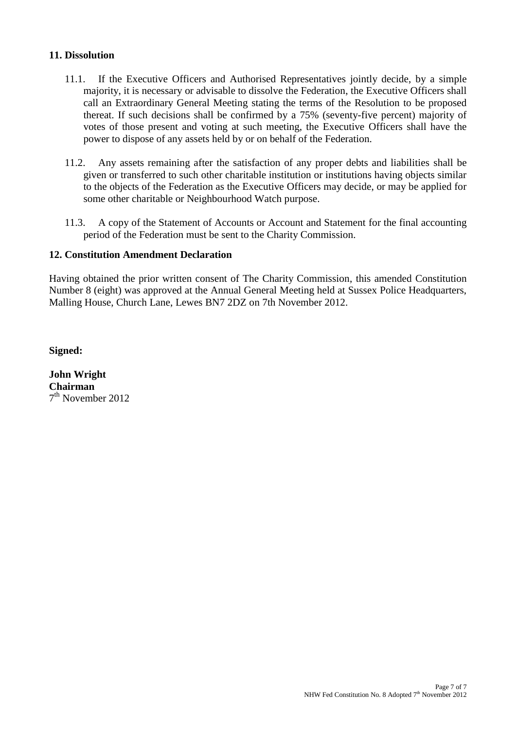## 11. Dissolution

11.1. If the Executive Officers and Authorised Representatives jointly decide, by a simple majority, it is necessary or advisable to dissolve the Federation, the Executive Officers shall call an Extraordinary General Meeting stating the terms of the Resolution to be proposed thereat. If such decisions shall be confirmed by a 75% (seventy-five percent) majority of votes of those present and voting at such meeting, the Executive Officers shall have the power to dispose of any assets held by or on behalf of the Federation.

11.2. Any assets remaining after the satisfaction of any proper debts and liabilities shall be given or transferred to such other charitable institution or institutions having objects similar to the objects of the Federation as the Executive Officers may decide, or may be applied for some other charitable or Neighbourhood Watch purpose.

11.3. A copy of the Statement of Accounts or Account and Statement for the final accounting period of the Federation must be sent to the Charity Commission.

## 12. Constitution Amendment Declaration

Having obtained the prior written consent of The Charity Commission, this amended Constitution Number 8 (eight) was approved at the Annual General Meeting held at Sussex Police Headquarters, Malling House, Church Lane, Lewes BN7 2DZ on 7th November 2012.

**Signed:**

**John Wright**
**Chairman**
7th November 2012